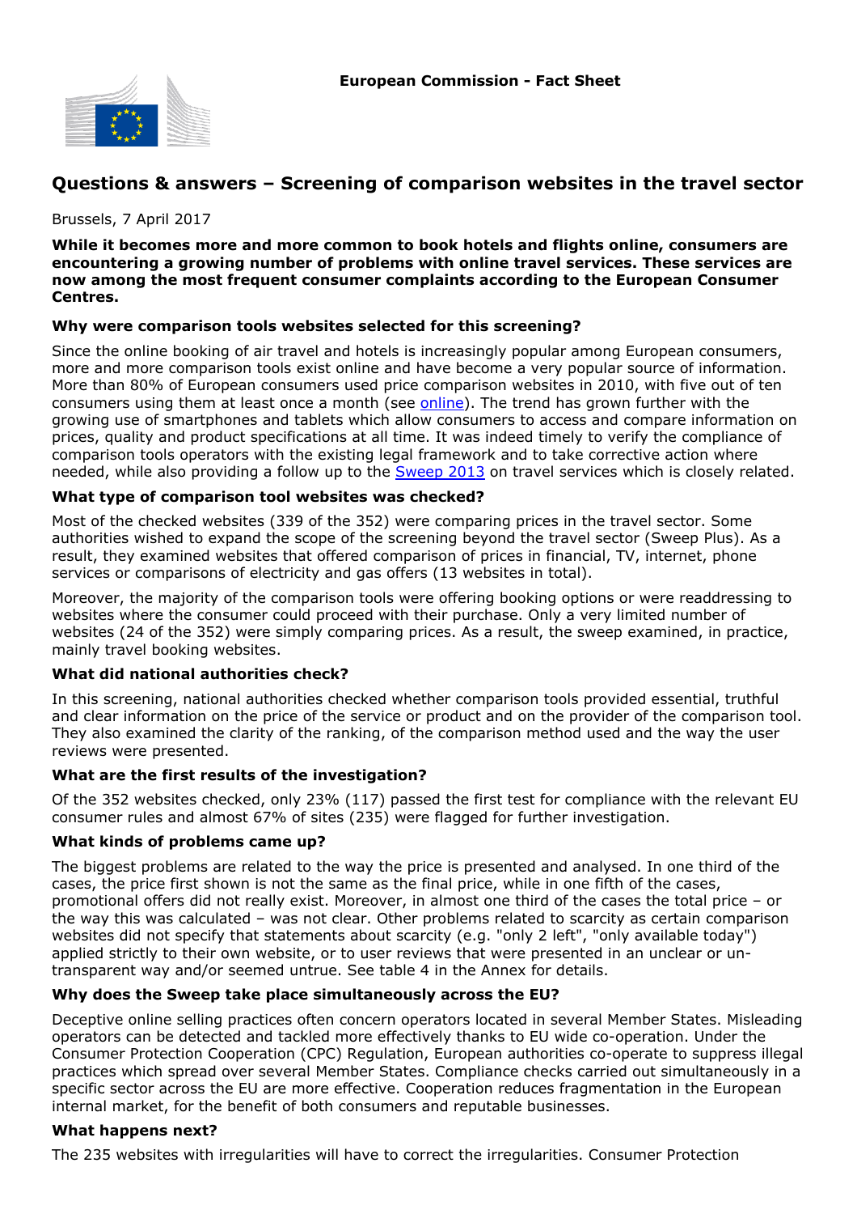European Commission - Fact Sheet

# Questions & answers – Screening of comparison websites in the travel sector

Brussels, 7 April 2017

**While it becomes more and more common to book hotels and flights online, consumers are encountering a growing number of problems with online travel services. These services are now among the most frequent consumer complaints according to the European Consumer Centres.**

### Why were comparison tools websites selected for this screening?

Since the online booking of air travel and hotels is increasingly popular among European consumers, more and more comparison tools exist online and have become a very popular source of information. More than 80% of European consumers used price comparison websites in 2010, with five out of ten consumers using them at least once a month (see online). The trend has grown further with the growing use of smartphones and tablets which allow consumers to access and compare information on prices, quality and product specifications at all time. It was indeed timely to verify the compliance of comparison tools operators with the existing legal framework and to take corrective action where needed, while also providing a follow up to the Sweep 2013 on travel services which is closely related.

### What type of comparison tool websites was checked?

Most of the checked websites (339 of the 352) were comparing prices in the travel sector. Some authorities wished to expand the scope of the screening beyond the travel sector (Sweep Plus). As a result, they examined websites that offered comparison of prices in financial, TV, internet, phone services or comparisons of electricity and gas offers (13 websites in total).

Moreover, the majority of the comparison tools were offering booking options or were readdressing to websites where the consumer could proceed with their purchase. Only a very limited number of websites (24 of the 352) were simply comparing prices. As a result, the sweep examined, in practice, mainly travel booking websites.

### What did national authorities check?

In this screening, national authorities checked whether comparison tools provided essential, truthful and clear information on the price of the service or product and on the provider of the comparison tool. They also examined the clarity of the ranking, of the comparison method used and the way the user reviews were presented.

### What are the first results of the investigation?

Of the 352 websites checked, only 23% (117) passed the first test for compliance with the relevant EU consumer rules and almost 67% of sites (235) were flagged for further investigation.

### What kinds of problems came up?

The biggest problems are related to the way the price is presented and analysed. In one third of the cases, the price first shown is not the same as the final price, while in one fifth of the cases, promotional offers did not really exist. Moreover, in almost one third of the cases the total price – or the way this was calculated – was not clear. Other problems related to scarcity as certain comparison websites did not specify that statements about scarcity (e.g. "only 2 left", "only available today") applied strictly to their own website, or to user reviews that were presented in an unclear or un-transparent way and/or seemed untrue. See table 4 in the Annex for details.

### Why does the Sweep take place simultaneously across the EU?

Deceptive online selling practices often concern operators located in several Member States. Misleading operators can be detected and tackled more effectively thanks to EU wide co-operation. Under the Consumer Protection Cooperation (CPC) Regulation, European authorities co-operate to suppress illegal practices which spread over several Member States. Compliance checks carried out simultaneously in a specific sector across the EU are more effective. Cooperation reduces fragmentation in the European internal market, for the benefit of both consumers and reputable businesses.

### What happens next?

The 235 websites with irregularities will have to correct the irregularities. Consumer Protection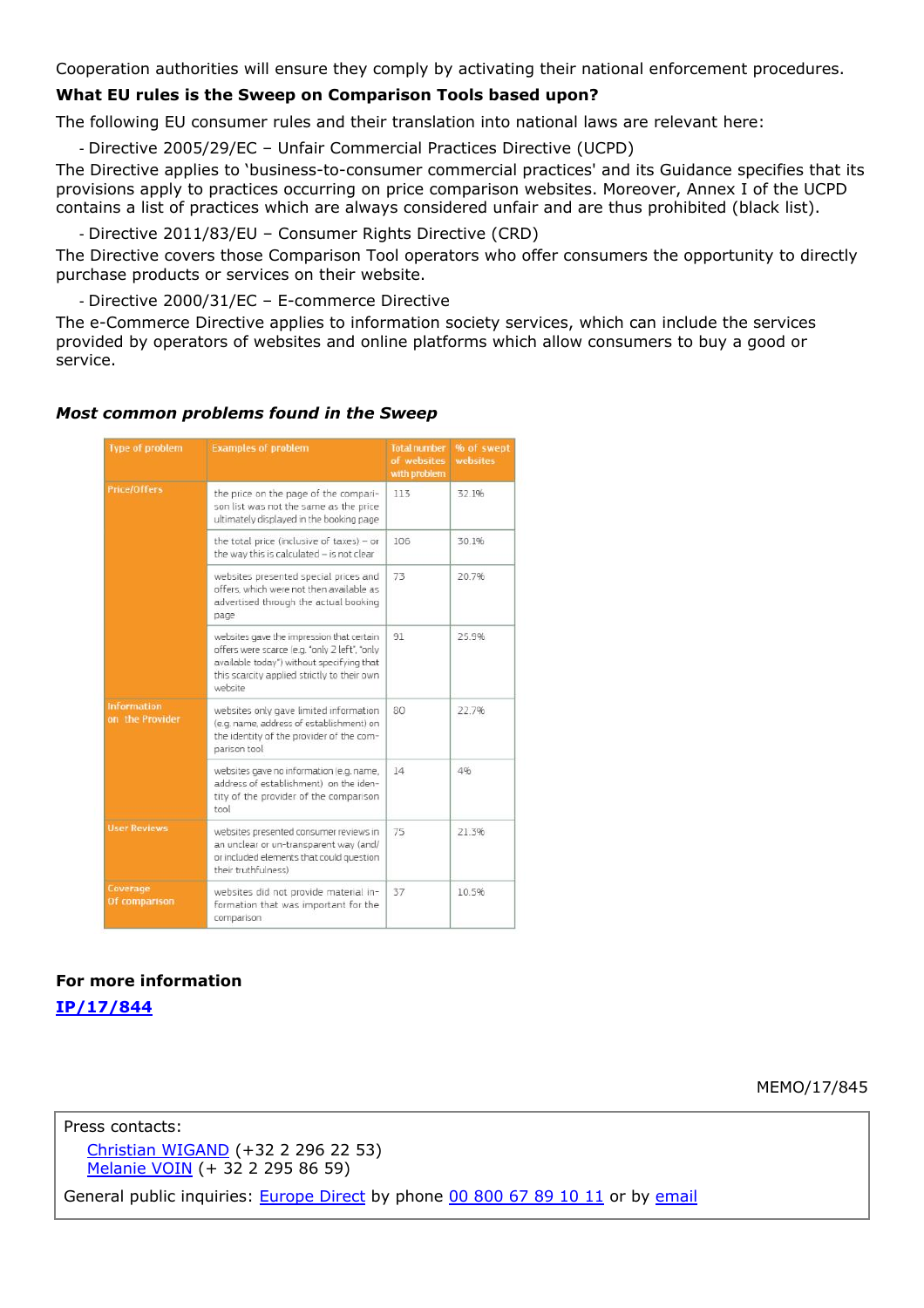Cooperation authorities will ensure they comply by activating their national enforcement procedures.

**What EU rules is the Sweep on Comparison Tools based upon?**

The following EU consumer rules and their translation into national laws are relevant here:

- Directive 2005/29/EC – Unfair Commercial Practices Directive (UCPD)

The Directive applies to 'business-to-consumer commercial practices' and its Guidance specifies that its provisions apply to practices occurring on price comparison websites. Moreover, Annex I of the UCPD contains a list of practices which are always considered unfair and are thus prohibited (black list).

- Directive 2011/83/EU – Consumer Rights Directive (CRD)

The Directive covers those Comparison Tool operators who offer consumers the opportunity to directly purchase products or services on their website.

- Directive 2000/31/EC – E-commerce Directive

The e-Commerce Directive applies to information society services, which can include the services provided by operators of websites and online platforms which allow consumers to buy a good or service.

***Most common problems found in the Sweep***

| Type of problem | Examples of problem | Total number of websites with problem | % of sweep websites |
|---|---|---|---|
| Price/Offers | the price on the page of the comparison list was not the same as the price ultimately displayed in the booking page | 113 | 32.1% |
| | the total price (inclusive of taxes) – or the way this is calculated – is not clear | 106 | 30.1% |
| | websites presented special prices and offers, which were not then available as advertised through the actual booking page | 73 | 20.7% |
| | websites gave the impression that certain offers were scarce (e.g. "only 2 left", "only available today") without specifying that this scarcity applied strictly to their own website | 91 | 25.9% |
| Information on the Provider | websites only gave limited information (e.g. name, address of establishment) on the identity of the provider of the comparison tool | 80 | 22.7% |
| | websites gave no information (e.g. name, address of establishment) on the identity of the provider of the comparison tool | 14 | 4% |
| User Reviews | websites presented consumer reviews in an unclear or un-transparent way (and/ or included elements that could question their truthfulness) | 75 | 21.3% |
| Coverage Of comparison | websites did not provide material information that was important for the comparison | 37 | 10.5% |

**For more information**

**IP/17/844**

MEMO/17/845

Press contacts:

Christian WIGAND (+32 2 296 22 53)
Melanie VOIN (+ 32 2 295 86 59)

General public inquiries: Europe Direct by phone 00 800 67 89 10 11 or by email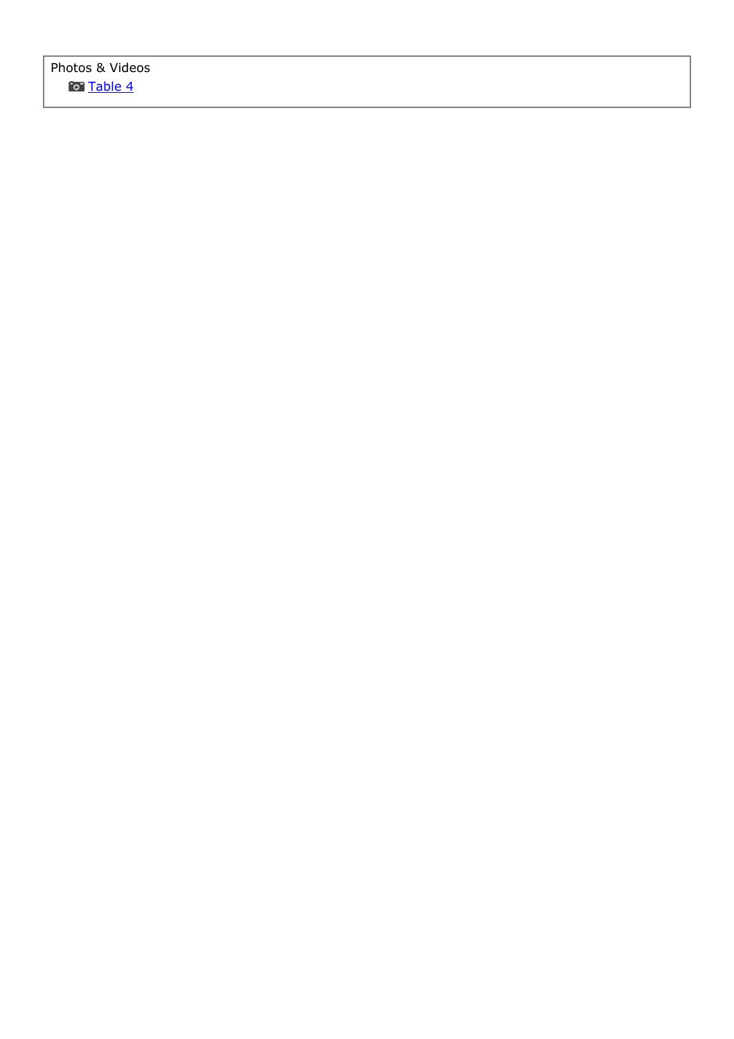Photos & Videos

Table 4